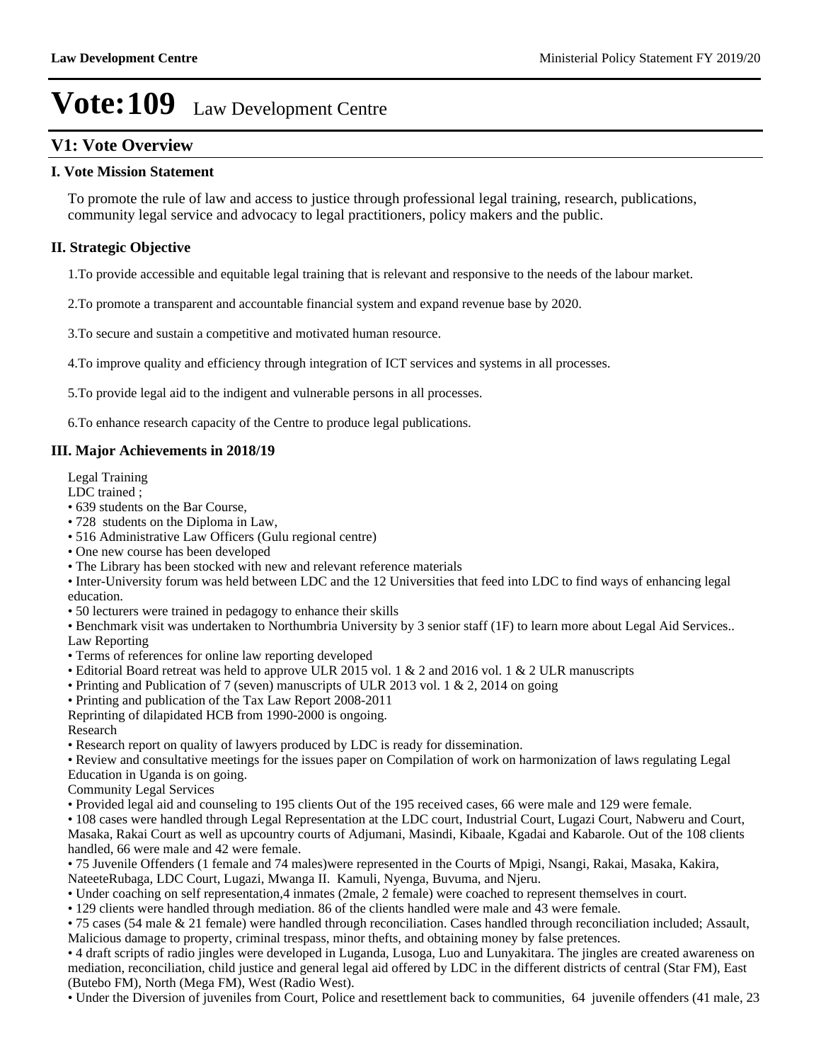# Vote:109 Law Development Centre

## V1: Vote Overview

### I. Vote Mission Statement

To promote the rule of law and access to justice through professional legal training, research, publications, community legal service and advocacy to legal practitioners, policy makers and the public.

### II. Strategic Objective

1.To provide accessible and equitable legal training that is relevant and responsive to the needs of the labour market.

2.To promote a transparent and accountable financial system and expand revenue base by 2020.

3.To secure and sustain a competitive and motivated human resource.

4.To improve quality and efficiency through integration of ICT services and systems in all processes.

5.To provide legal aid to the indigent and vulnerable persons in all processes.

6.To enhance research capacity of the Centre to produce legal publications.

### III. Major Achievements in 2018/19

Legal Training
LDC trained ;
• 639 students on the Bar Course,
• 728 students on the Diploma in Law,
• 516 Administrative Law Officers (Gulu regional centre)
• One new course has been developed
• The Library has been stocked with new and relevant reference materials
• Inter-University forum was held between LDC and the 12 Universities that feed into LDC to find ways of enhancing legal education.
• 50 lecturers were trained in pedagogy to enhance their skills
• Benchmark visit was undertaken to Northumbria University by 3 senior staff (1F) to learn more about Legal Aid Services..
Law Reporting
• Terms of references for online law reporting developed
• Editorial Board retreat was held to approve ULR 2015 vol. 1 & 2 and 2016 vol. 1 & 2 ULR manuscripts
• Printing and Publication of 7 (seven) manuscripts of ULR 2013 vol. 1 & 2, 2014 on going
• Printing and publication of the Tax Law Report 2008-2011
Reprinting of dilapidated HCB from 1990-2000 is ongoing.
Research
• Research report on quality of lawyers produced by LDC is ready for dissemination.
• Review and consultative meetings for the issues paper on Compilation of work on harmonization of laws regulating Legal Education in Uganda is on going.
Community Legal Services
• Provided legal aid and counseling to 195 clients Out of the 195 received cases, 66 were male and 129 were female.
• 108 cases were handled through Legal Representation at the LDC court, Industrial Court, Lugazi Court, Nabweru and Court, Masaka, Rakai Court as well as upcountry courts of Adjumani, Masindi, Kibaale, Kgadai and Kabarole. Out of the 108 clients handled, 66 were male and 42 were female.
• 75 Juvenile Offenders (1 female and 74 males)were represented in the Courts of Mpigi, Nsangi, Rakai, Masaka, Kakira, NateeteRubaga, LDC Court, Lugazi, Mwanga II. Kamuli, Nyenga, Buvuma, and Njeru.
• Under coaching on self representation,4 inmates (2male, 2 female) were coached to represent themselves in court.
• 129 clients were handled through mediation. 86 of the clients handled were male and 43 were female.
• 75 cases (54 male & 21 female) were handled through reconciliation. Cases handled through reconciliation included; Assault, Malicious damage to property, criminal trespass, minor thefts, and obtaining money by false pretences.
• 4 draft scripts of radio jingles were developed in Luganda, Lusoga, Luo and Lunyakitara. The jingles are created awareness on mediation, reconciliation, child justice and general legal aid offered by LDC in the different districts of central (Star FM), East (Butebo FM), North (Mega FM), West (Radio West).
• Under the Diversion of juveniles from Court, Police and resettlement back to communities, 64 juvenile offenders (41 male, 23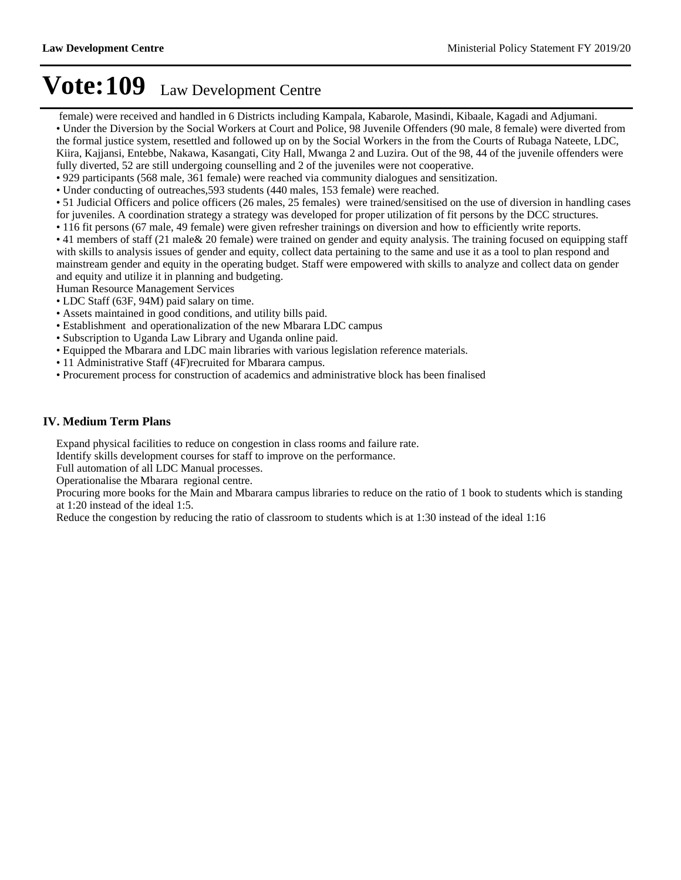female) were received and handled in 6 Districts including Kampala, Kabarole, Masindi, Kibaale, Kagadi and Adjumani.

- Under the Diversion by the Social Workers at Court and Police, 98 Juvenile Offenders (90 male, 8 female) were diverted from the formal justice system, resettled and followed up on by the Social Workers in the from the Courts of Rubaga Nateete, LDC, Kiira, Kajjansi, Entebbe, Nakawa, Kasangati, City Hall, Mwanga 2 and Luzira. Out of the 98, 44 of the juvenile offenders were fully diverted, 52 are still undergoing counselling and 2 of the juveniles were not cooperative.
- 929 participants (568 male, 361 female) were reached via community dialogues and sensitization.
- Under conducting of outreaches,593 students (440 males, 153 female) were reached.
- 51 Judicial Officers and police officers (26 males, 25 females) were trained/sensitised on the use of diversion in handling cases for juveniles. A coordination strategy a strategy was developed for proper utilization of fit persons by the DCC structures.
- 116 fit persons (67 male, 49 female) were given refresher trainings on diversion and how to efficiently write reports.
- 41 members of staff (21 male& 20 female) were trained on gender and equity analysis. The training focused on equipping staff with skills to analysis issues of gender and equity, collect data pertaining to the same and use it as a tool to plan respond and mainstream gender and equity in the operating budget. Staff were empowered with skills to analyze and collect data on gender and equity and utilize it in planning and budgeting.

Human Resource Management Services

- LDC Staff (63F, 94M) paid salary on time.
- Assets maintained in good conditions, and utility bills paid.
- Establishment and operationalization of the new Mbarara LDC campus
- Subscription to Uganda Law Library and Uganda online paid.
- Equipped the Mbarara and LDC main libraries with various legislation reference materials.
- 11 Administrative Staff (4F)recruited for Mbarara campus.
- Procurement process for construction of academics and administrative block has been finalised

## IV. Medium Term Plans

Expand physical facilities to reduce on congestion in class rooms and failure rate.

Identify skills development courses for staff to improve on the performance.

Full automation of all LDC Manual processes.

Operationalise the Mbarara regional centre.

Procuring more books for the Main and Mbarara campus libraries to reduce on the ratio of 1 book to students which is standing at 1:20 instead of the ideal 1:5.

Reduce the congestion by reducing the ratio of classroom to students which is at 1:30 instead of the ideal 1:16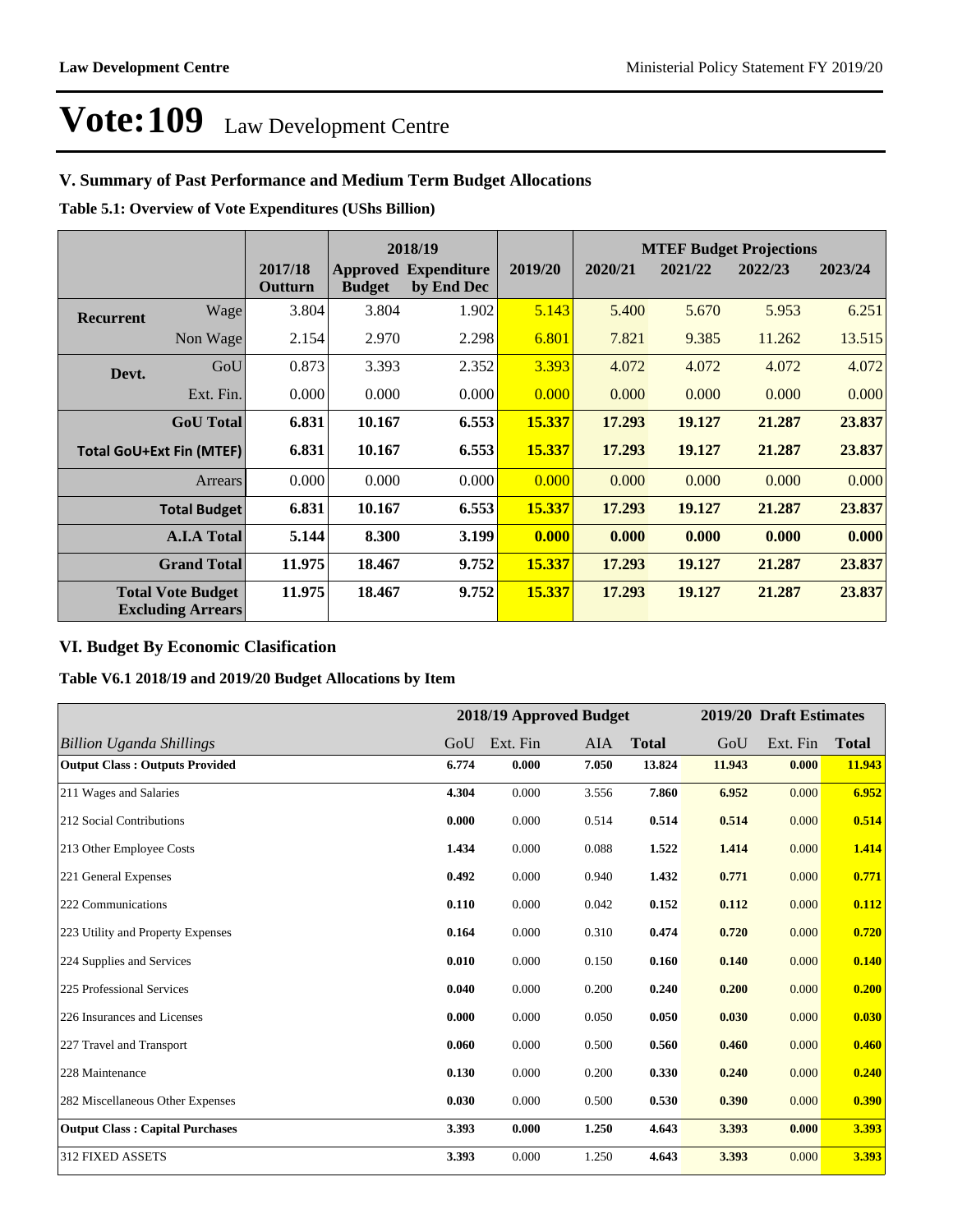# Vote:109 Law Development Centre

## V. Summary of Past Performance and Medium Term Budget Allocations

**Table 5.1: Overview of Vote Expenditures (UShs Billion)**

| | | | 2018/19 | | | MTEF Budget Projections | | | |
|---|---|---|---|---|---|---|---|---|---|
| | | 2017/18 Outturn | Approved Budget | Expenditure by End Dec | 2019/20 | 2020/21 | 2021/22 | 2022/23 | 2023/24 |
| **Recurrent** | Wage | 3.804 | 3.804 | 1.902 | 5.143 | 5.400 | 5.670 | 5.953 | 6.251 |
| | Non Wage | 2.154 | 2.970 | 2.298 | 6.801 | 7.821 | 9.385 | 11.262 | 13.515 |
| **Devt.** | GoU | 0.873 | 3.393 | 2.352 | 3.393 | 4.072 | 4.072 | 4.072 | 4.072 |
| | Ext. Fin. | 0.000 | 0.000 | 0.000 | 0.000 | 0.000 | 0.000 | 0.000 | 0.000 |
| | **GoU Total** | **6.831** | **10.167** | **6.553** | **15.337** | **17.293** | **19.127** | **21.287** | **23.837** |
| **Total GoU+Ext Fin (MTEF)** | | **6.831** | **10.167** | **6.553** | **15.337** | **17.293** | **19.127** | **21.287** | **23.837** |
| | Arrears | 0.000 | 0.000 | 0.000 | 0.000 | 0.000 | 0.000 | 0.000 | 0.000 |
| | **Total Budget** | **6.831** | **10.167** | **6.553** | **15.337** | **17.293** | **19.127** | **21.287** | **23.837** |
| | **A.I.A Total** | **5.144** | **8.300** | **3.199** | **0.000** | **0.000** | **0.000** | **0.000** | **0.000** |
| | **Grand Total** | **11.975** | **18.467** | **9.752** | **15.337** | **17.293** | **19.127** | **21.287** | **23.837** |
| **Total Vote Budget Excluding Arrears** | | **11.975** | **18.467** | **9.752** | **15.337** | **17.293** | **19.127** | **21.287** | **23.837** |

## VI. Budget By Economic Clasification

**Table V6.1 2018/19 and 2019/20 Budget Allocations by Item**

| | 2018/19 Approved Budget | | | | 2019/20 Draft Estimates | | |
|---|---|---|---|---|---|---|---|
| *Billion Uganda Shillings* | GoU | Ext. Fin | AIA | **Total** | GoU | Ext. Fin | **Total** |
| **Output Class : Outputs Provided** | **6.774** | **0.000** | **7.050** | **13.824** | **11.943** | **0.000** | **11.943** |
| 211 Wages and Salaries | **4.304** | 0.000 | 3.556 | **7.860** | **6.952** | 0.000 | **6.952** |
| 212 Social Contributions | **0.000** | 0.000 | 0.514 | **0.514** | **0.514** | 0.000 | **0.514** |
| 213 Other Employee Costs | **1.434** | 0.000 | 0.088 | **1.522** | **1.414** | 0.000 | **1.414** |
| 221 General Expenses | **0.492** | 0.000 | 0.940 | **1.432** | **0.771** | 0.000 | **0.771** |
| 222 Communications | **0.110** | 0.000 | 0.042 | **0.152** | **0.112** | 0.000 | **0.112** |
| 223 Utility and Property Expenses | **0.164** | 0.000 | 0.310 | **0.474** | **0.720** | 0.000 | **0.720** |
| 224 Supplies and Services | **0.010** | 0.000 | 0.150 | **0.160** | **0.140** | 0.000 | **0.140** |
| 225 Professional Services | **0.040** | 0.000 | 0.200 | **0.240** | **0.200** | 0.000 | **0.200** |
| 226 Insurances and Licenses | **0.000** | 0.000 | 0.050 | **0.050** | **0.030** | 0.000 | **0.030** |
| 227 Travel and Transport | **0.060** | 0.000 | 0.500 | **0.560** | **0.460** | 0.000 | **0.460** |
| 228 Maintenance | **0.130** | 0.000 | 0.200 | **0.330** | **0.240** | 0.000 | **0.240** |
| 282 Miscellaneous Other Expenses | **0.030** | 0.000 | 0.500 | **0.530** | **0.390** | 0.000 | **0.390** |
| **Output Class : Capital Purchases** | **3.393** | **0.000** | **1.250** | **4.643** | **3.393** | **0.000** | **3.393** |
| 312 FIXED ASSETS | **3.393** | 0.000 | 1.250 | **4.643** | **3.393** | 0.000 | **3.393** |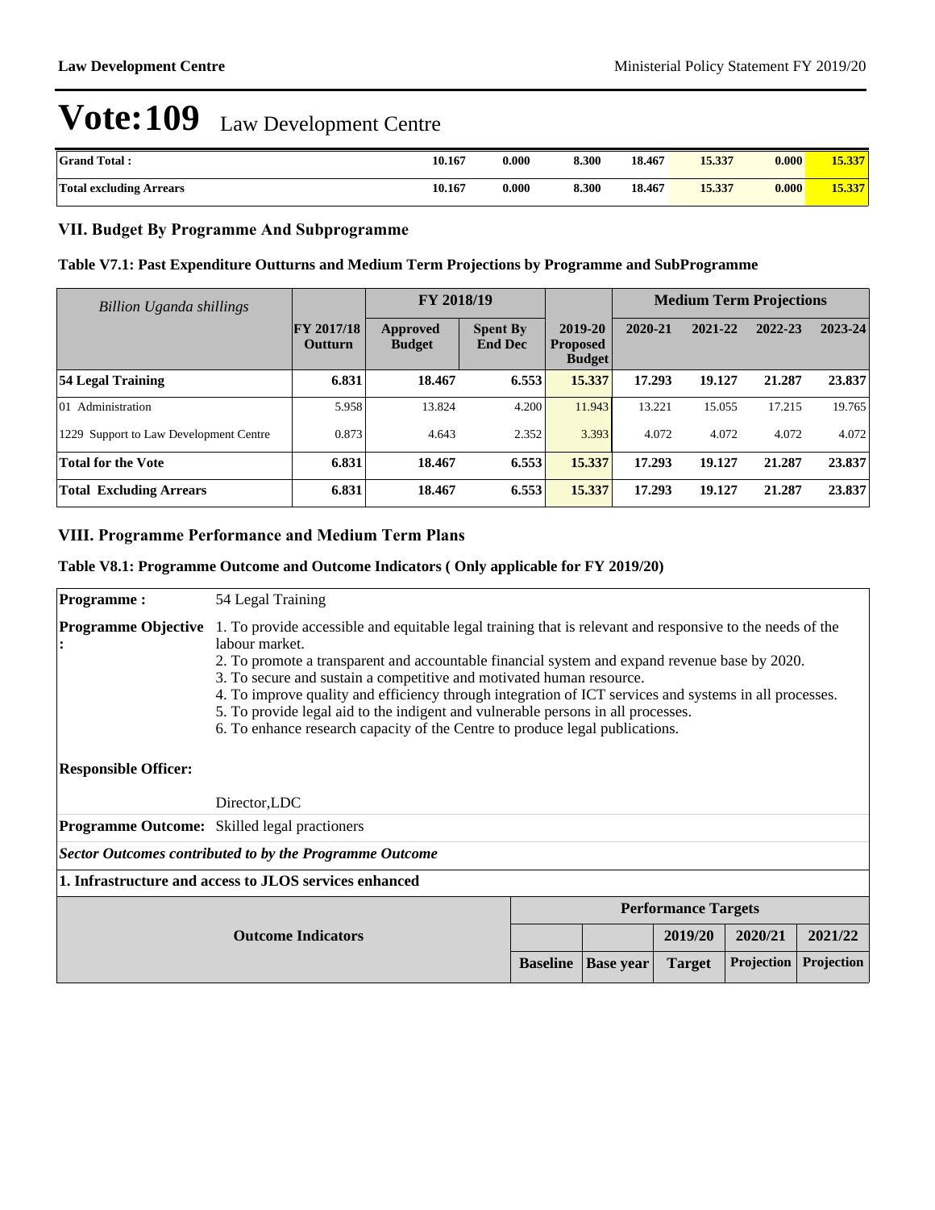# Vote:109 Law Development Centre

| Grand Total : | 10.167 | 0.000 | 8.300 | 18.467 | 15.337 | 0.000 | 15.337 |
|---|---|---|---|---|---|---|---|
| Total excluding Arrears | 10.167 | 0.000 | 8.300 | 18.467 | 15.337 | 0.000 | 15.337 |

## VII. Budget By Programme And Subprogramme

### Table V7.1: Past Expenditure Outturns and Medium Term Projections by Programme and SubProgramme

| *Billion Uganda shillings* | | FY 2018/19 | | | Medium Term Projections | | | |
|---|---|---|---|---|---|---|---|---|
| | FY 2017/18 Outturn | Approved Budget | Spent By End Dec | 2019-20 Proposed Budget | 2020-21 | 2021-22 | 2022-23 | 2023-24 |
| **54 Legal Training** | **6.831** | **18.467** | **6.553** | **15.337** | **17.293** | **19.127** | **21.287** | **23.837** |
| 01 Administration | 5.958 | 13.824 | 4.200 | 11.943 | 13.221 | 15.055 | 17.215 | 19.765 |
| 1229 Support to Law Development Centre | 0.873 | 4.643 | 2.352 | 3.393 | 4.072 | 4.072 | 4.072 | 4.072 |
| **Total for the Vote** | **6.831** | **18.467** | **6.553** | **15.337** | **17.293** | **19.127** | **21.287** | **23.837** |
| **Total Excluding Arrears** | **6.831** | **18.467** | **6.553** | **15.337** | **17.293** | **19.127** | **21.287** | **23.837** |

## VIII. Programme Performance and Medium Term Plans

### Table V8.1: Programme Outcome and Outcome Indicators ( Only applicable for FY 2019/20)

**Programme :** 54 Legal Training

**Programme Objective :**
1. To provide accessible and equitable legal training that is relevant and responsive to the needs of the labour market.
2. To promote a transparent and accountable financial system and expand revenue base by 2020.
3. To secure and sustain a competitive and motivated human resource.
4. To improve quality and efficiency through integration of ICT services and systems in all processes.
5. To provide legal aid to the indigent and vulnerable persons in all processes.
6. To enhance research capacity of the Centre to produce legal publications.

**Responsible Officer:** Director,LDC

**Programme Outcome:** Skilled legal practioners

***Sector Outcomes contributed to by the Programme Outcome***

**1. Infrastructure and access to JLOS services enhanced**

| Outcome Indicators | Performance Targets | | | | |
|---|---|---|---|---|---|
| | | | 2019/20 | 2020/21 | 2021/22 |
| | Baseline | Base year | Target | Projection | Projection |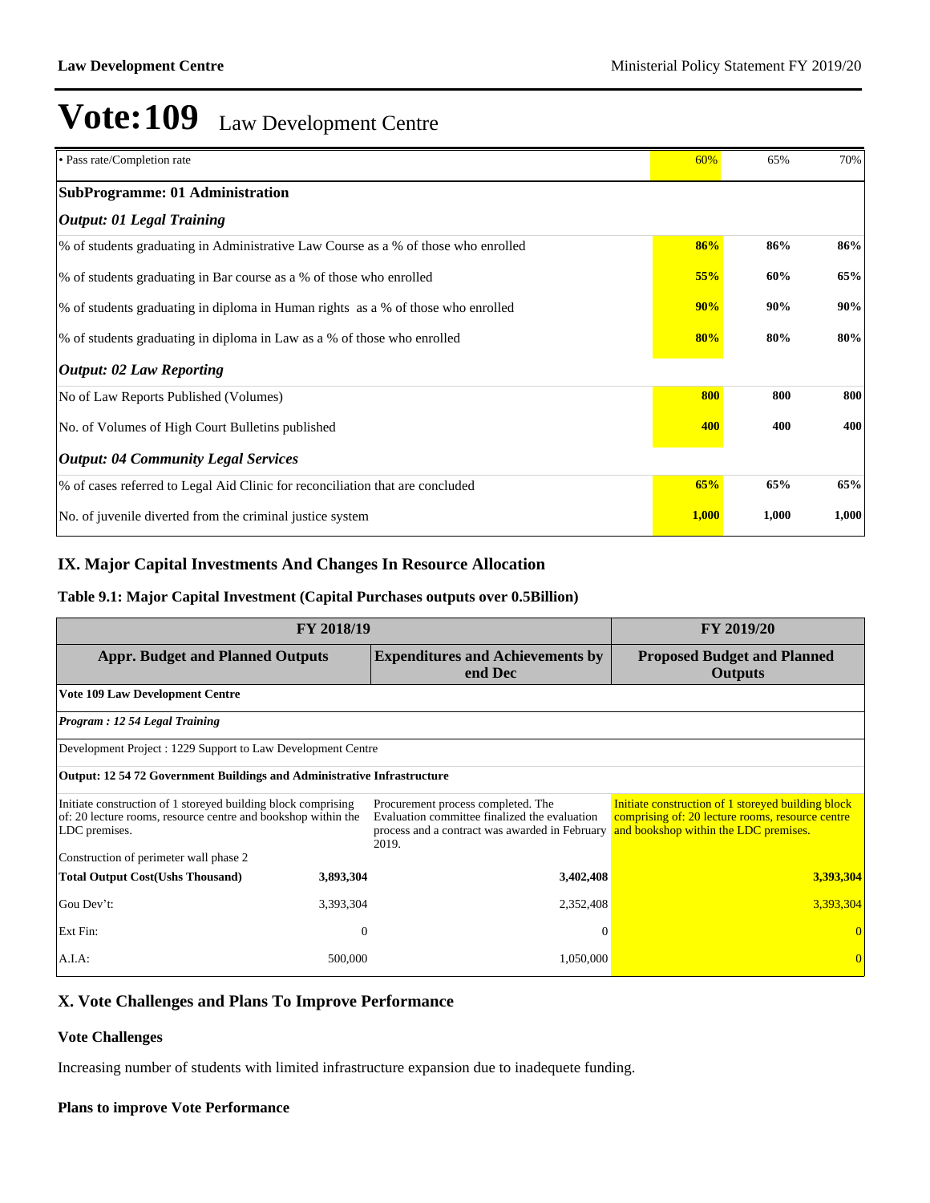# Vote:109 Law Development Centre

| | | | |
|---|---|---|---|
| • Pass rate/Completion rate | 60% | 65% | 70% |
| **SubProgramme: 01 Administration** | | | |
| ***Output: 01 Legal Training*** | | | |
| % of students graduating in Administrative Law Course as a % of those who enrolled | **86%** | **86%** | **86%** |
| % of students graduating in Bar course as a % of those who enrolled | **55%** | **60%** | **65%** |
| % of students graduating in diploma in Human rights as a % of those who enrolled | **90%** | **90%** | **90%** |
| % of students graduating in diploma in Law as a % of those who enrolled | **80%** | **80%** | **80%** |
| ***Output: 02 Law Reporting*** | | | |
| No of Law Reports Published (Volumes) | **800** | **800** | **800** |
| No. of Volumes of High Court Bulletins published | **400** | **400** | **400** |
| ***Output: 04 Community Legal Services*** | | | |
| % of cases referred to Legal Aid Clinic for reconciliation that are concluded | **65%** | **65%** | **65%** |
| No. of juvenile diverted from the criminal justice system | **1,000** | **1,000** | **1,000** |

## IX. Major Capital Investments And Changes In Resource Allocation

### Table 9.1: Major Capital Investment (Capital Purchases outputs over 0.5Billion)

| FY 2018/19 | | | FY 2019/20 |
|---|---|---|---|
| **Appr. Budget and Planned Outputs** | | **Expenditures and Achievements by end Dec** | **Proposed Budget and Planned Outputs** |
| **Vote 109 Law Development Centre** | | | |
| ***Program : 12 54 Legal Training*** | | | |
| Development Project : 1229 Support to Law Development Centre | | | |
| **Output: 12 54 72 Government Buildings and Administrative Infrastructure** | | | |
| Initiate construction of 1 storeyed building block comprising of: 20 lecture rooms, resource centre and bookshop within the LDC premises.<br><br>Construction of perimeter wall phase 2 | | Procurement process completed. The Evaluation committee finalized the evaluation process and a contract was awarded in February 2019. | Initiate construction of 1 storeyed building block comprising of: 20 lecture rooms, resource centre and bookshop within the LDC premises. |
| **Total Output Cost(Ushs Thousand)** | **3,893,304** | **3,402,408** | **3,393,304** |
| Gou Dev't: | 3,393,304 | 2,352,408 | 3,393,304 |
| Ext Fin: | 0 | 0 | 0 |
| A.I.A: | 500,000 | 1,050,000 | 0 |

## X. Vote Challenges and Plans To Improve Performance

### Vote Challenges

Increasing number of students with limited infrastructure expansion due to inadequete funding.

### Plans to improve Vote Performance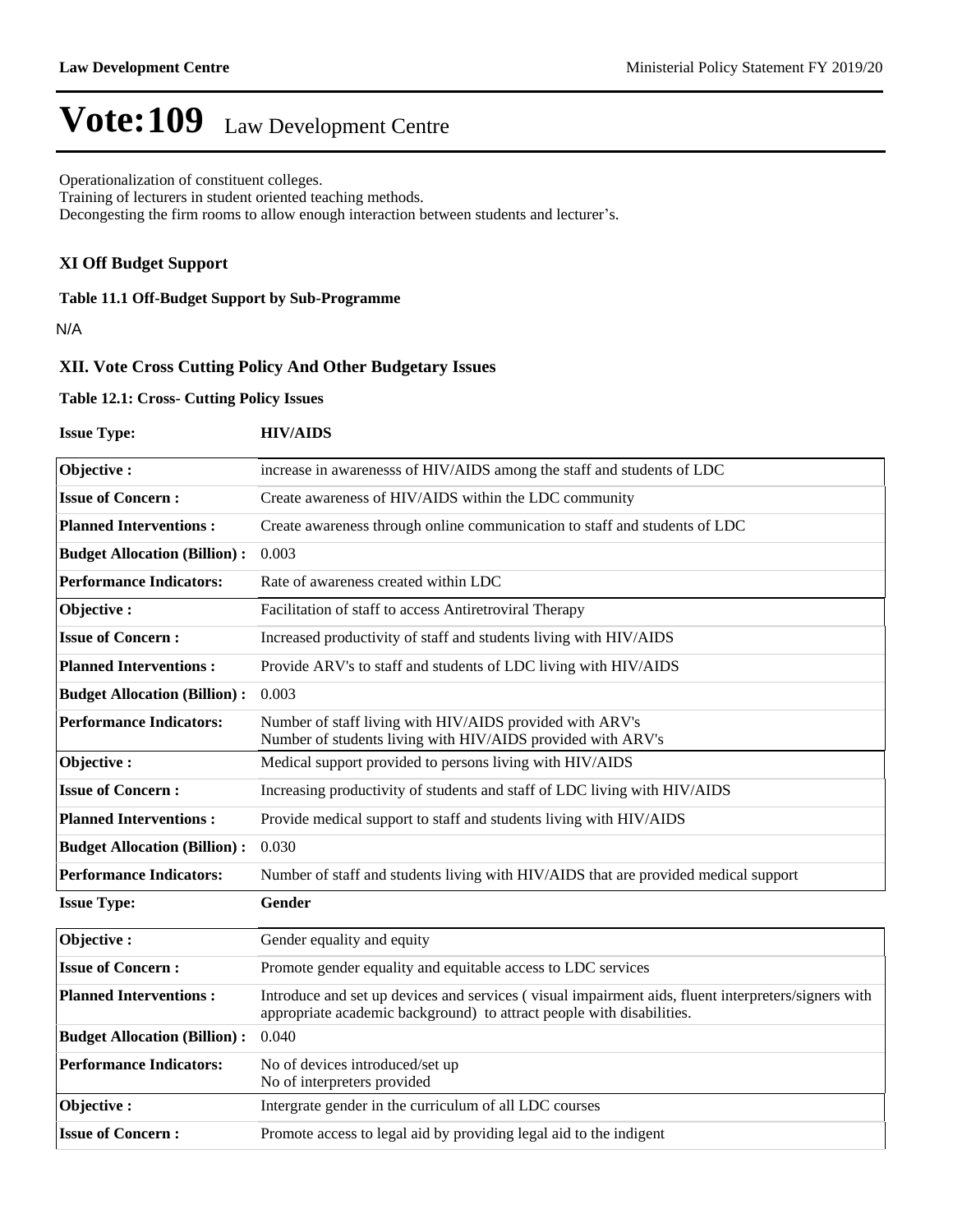# Vote:109 Law Development Centre

Operationalization of constituent colleges.
Training of lecturers in student oriented teaching methods.
Decongesting the firm rooms to allow enough interaction between students and lecturer's.

### XI Off Budget Support

**Table 11.1 Off-Budget Support by Sub-Programme**

N/A

### XII. Vote Cross Cutting Policy And Other Budgetary Issues

**Table 12.1: Cross- Cutting Policy Issues**

**Issue Type:** **HIV/AIDS**

| | |
|---|---|
| **Objective :** | increase in awarenesss of HIV/AIDS among the staff and students of LDC |
| **Issue of Concern :** | Create awareness of HIV/AIDS within the LDC community |
| **Planned Interventions :** | Create awareness through online communication to staff and students of LDC |
| **Budget Allocation (Billion) :** | 0.003 |
| **Performance Indicators:** | Rate of awareness created within LDC |
| **Objective :** | Facilitation of staff to access Antiretroviral Therapy |
| **Issue of Concern :** | Increased productivity of staff and students living with HIV/AIDS |
| **Planned Interventions :** | Provide ARV's to staff and students of LDC living with HIV/AIDS |
| **Budget Allocation (Billion) :** | 0.003 |
| **Performance Indicators:** | Number of staff living with HIV/AIDS provided with ARV's<br>Number of students living with HIV/AIDS provided with ARV's |
| **Objective :** | Medical support provided to persons living with HIV/AIDS |
| **Issue of Concern :** | Increasing productivity of students and staff of LDC living with HIV/AIDS |
| **Planned Interventions :** | Provide medical support to staff and students living with HIV/AIDS |
| **Budget Allocation (Billion) :** | 0.030 |
| **Performance Indicators:** | Number of staff and students living with HIV/AIDS that are provided medical support |

**Issue Type:** **Gender**

| | |
|---|---|
| **Objective :** | Gender equality and equity |
| **Issue of Concern :** | Promote gender equality and equitable access to LDC services |
| **Planned Interventions :** | Introduce and set up devices and services ( visual impairment aids, fluent interpreters/signers with appropriate academic background) to attract people with disabilities. |
| **Budget Allocation (Billion) :** | 0.040 |
| **Performance Indicators:** | No of devices introduced/set up<br>No of interpreters provided |
| **Objective :** | Intergrate gender in the curriculum of all LDC courses |
| **Issue of Concern :** | Promote access to legal aid by providing legal aid to the indigent |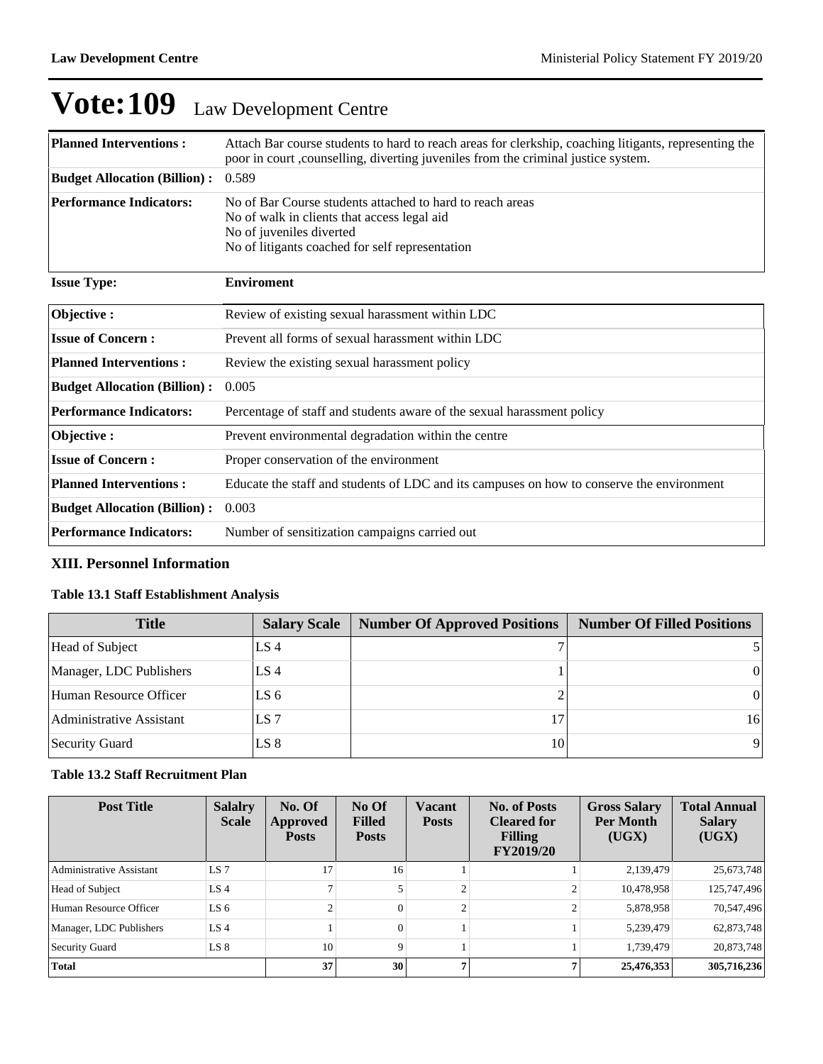# Vote:109 Law Development Centre

| | |
|---|---|
| **Planned Interventions :** | Attach Bar course students to hard to reach areas for clerkship, coaching litigants, representing the poor in court ,counselling, diverting juveniles from the criminal justice system. |
| **Budget Allocation (Billion) :** | 0.589 |
| **Performance Indicators:** | No of Bar Course students attached to hard to reach areas<br>No of walk in clients that access legal aid<br>No of juveniles diverted<br>No of litigants coached for self representation |

| | |
|---|---|
| **Issue Type:** | **Enviroment** |

| | |
|---|---|
| **Objective :** | Review of existing sexual harassment within LDC |
| **Issue of Concern :** | Prevent all forms of sexual harassment within LDC |
| **Planned Interventions :** | Review the existing sexual harassment policy |
| **Budget Allocation (Billion) :** | 0.005 |
| **Performance Indicators:** | Percentage of staff and students aware of the sexual harassment policy |
| **Objective :** | Prevent environmental degradation within the centre |
| **Issue of Concern :** | Proper conservation of the environment |
| **Planned Interventions :** | Educate the staff and students of LDC and its campuses on how to conserve the environment |
| **Budget Allocation (Billion) :** | 0.003 |
| **Performance Indicators:** | Number of sensitization campaigns carried out |

### XIII. Personnel Information

#### Table 13.1 Staff Establishment Analysis

| Title | Salary Scale | Number Of Approved Positions | Number Of Filled Positions |
|---|---|---|---|
| Head of Subject | LS 4 | 7 | 5 |
| Manager, LDC Publishers | LS 4 | 1 | 0 |
| Human Resource Officer | LS 6 | 2 | 0 |
| Administrative Assistant | LS 7 | 17 | 16 |
| Security Guard | LS 8 | 10 | 9 |

#### Table 13.2 Staff Recruitment Plan

| Post Title | Salalry Scale | No. Of Approved Posts | No Of Filled Posts | Vacant Posts | No. of Posts Cleared for Filling FY2019/20 | Gross Salary Per Month (UGX) | Total Annual Salary (UGX) |
|---|---|---|---|---|---|---|---|
| Administrative Assistant | LS 7 | 17 | 16 | 1 | 1 | 2,139,479 | 25,673,748 |
| Head of Subject | LS 4 | 7 | 5 | 2 | 2 | 10,478,958 | 125,747,496 |
| Human Resource Officer | LS 6 | 2 | 0 | 2 | 2 | 5,878,958 | 70,547,496 |
| Manager, LDC Publishers | LS 4 | 1 | 0 | 1 | 1 | 5,239,479 | 62,873,748 |
| Security Guard | LS 8 | 10 | 9 | 1 | 1 | 1,739,479 | 20,873,748 |
| **Total** | | **37** | **30** | **7** | **7** | **25,476,353** | **305,716,236** |